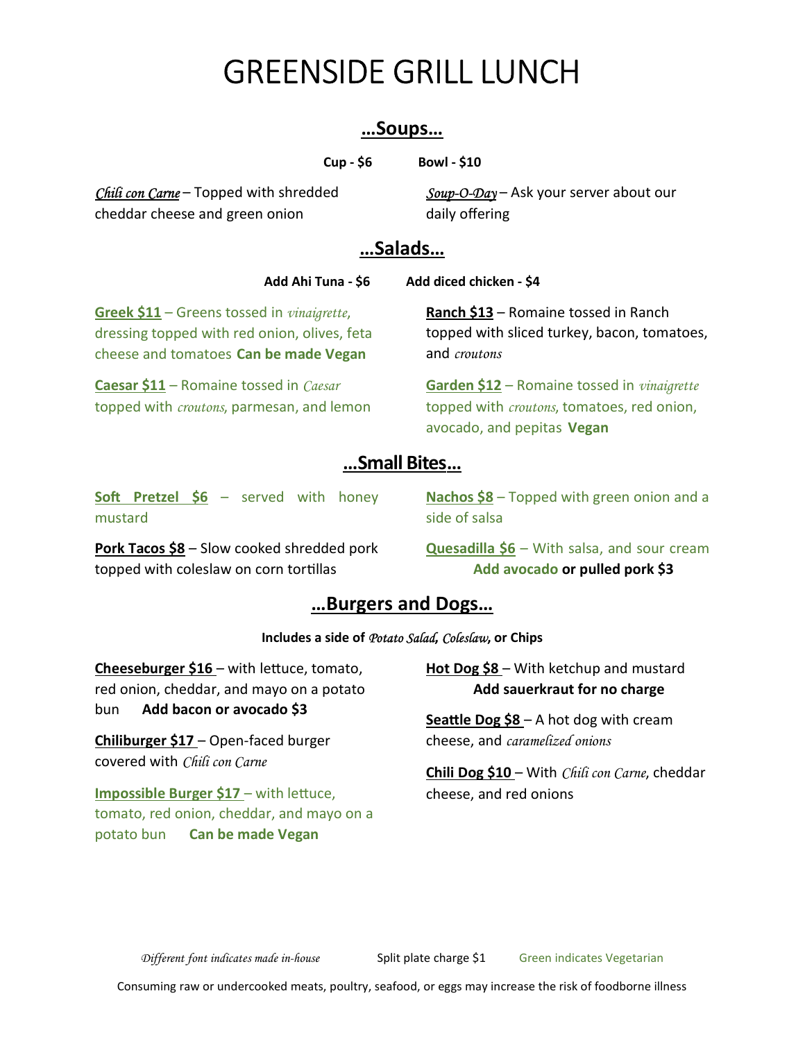# GREENSIDE GRILL LUNCH

## …Soups…

**Cup - $6** **Bowl - $10**

*Chili con Carne* – Topped with shredded cheddar cheese and green onion

*Soup-O-Day* – Ask your server about our daily offering

## …Salads…

**Add Ahi Tuna - $6** **Add diced chicken - $4**

**Greek $11** – Greens tossed in *vinaigrette*, dressing topped with red onion, olives, feta cheese and tomatoes **Can be made Vegan**

**Caesar $11** – Romaine tossed in *Caesar* topped with *croutons*, parmesan, and lemon

**Ranch $13** – Romaine tossed in Ranch topped with sliced turkey, bacon, tomatoes, and *croutons*

**Garden $12** – Romaine tossed in *vinaigrette* topped with *croutons*, tomatoes, red onion, avocado, and pepitas **Vegan**

## …Small Bites…

**Soft Pretzel $6** – served with honey mustard

**Pork Tacos $8** – Slow cooked shredded pork topped with coleslaw on corn tortillas

**Nachos $8** – Topped with green onion and a side of salsa

**Quesadilla $6** – With salsa, and sour cream **Add avocado or pulled pork $3**

## …Burgers and Dogs…

**Includes a side of *Potato Salad*, *Coleslaw*, or Chips**

**Cheeseburger $16** – with lettuce, tomato, red onion, cheddar, and mayo on a potato bun **Add bacon or avocado $3**

**Chiliburger $17** – Open-faced burger covered with *Chili con Carne*

**Impossible Burger $17** – with lettuce, tomato, red onion, cheddar, and mayo on a potato bun **Can be made Vegan**

**Hot Dog $8** – With ketchup and mustard **Add sauerkraut for no charge**

**Seattle Dog $8** – A hot dog with cream cheese, and *caramelized onions*

**Chili Dog $10** – With *Chili con Carne*, cheddar cheese, and red onions

*Different font indicates made in-house* Split plate charge $1 Green indicates Vegetarian

Consuming raw or undercooked meats, poultry, seafood, or eggs may increase the risk of foodborne illness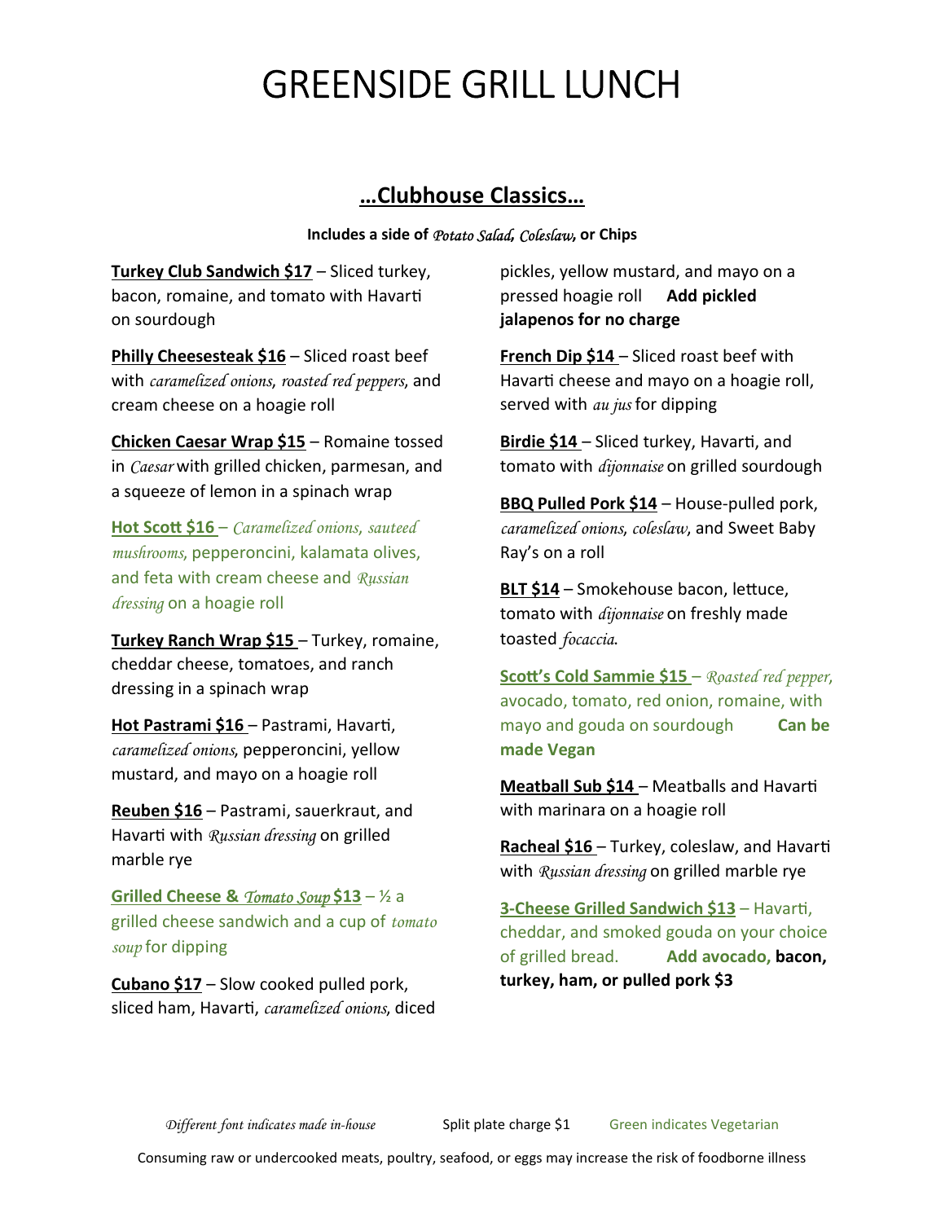# GREENSIDE GRILL LUNCH

## …Clubhouse Classics…

**Includes a side of *Potato Salad*, *Coleslaw*, or Chips**

**Turkey Club Sandwich $17** – Sliced turkey, bacon, romaine, and tomato with Havarti on sourdough

**Philly Cheesesteak $16** – Sliced roast beef with *caramelized onions*, *roasted red peppers*, and cream cheese on a hoagie roll

**Chicken Caesar Wrap $15** – Romaine tossed in *Caesar* with grilled chicken, parmesan, and a squeeze of lemon in a spinach wrap

**Hot Scott $16** – *Caramelized onions, sauteed mushrooms*, pepperoncini, kalamata olives, and feta with cream cheese and *Russian dressing* on a hoagie roll

**Turkey Ranch Wrap $15** – Turkey, romaine, cheddar cheese, tomatoes, and ranch dressing in a spinach wrap

**Hot Pastrami $16** – Pastrami, Havarti, *caramelized onions*, pepperoncini, yellow mustard, and mayo on a hoagie roll

**Reuben $16** – Pastrami, sauerkraut, and Havarti with *Russian dressing* on grilled marble rye

**Grilled Cheese & *Tomato Soup* $13** – ½ a grilled cheese sandwich and a cup of *tomato soup* for dipping

**Cubano $17** – Slow cooked pulled pork, sliced ham, Havarti, *caramelized onions*, diced pickles, yellow mustard, and mayo on a pressed hoagie roll **Add pickled jalapenos for no charge**

**French Dip $14** – Sliced roast beef with Havarti cheese and mayo on a hoagie roll, served with *au jus* for dipping

**Birdie $14** – Sliced turkey, Havarti, and tomato with *dijonnaise* on grilled sourdough

**BBQ Pulled Pork $14** – House-pulled pork, *caramelized onions*, *coleslaw*, and Sweet Baby Ray's on a roll

**BLT $14** – Smokehouse bacon, lettuce, tomato with *dijonnaise* on freshly made toasted *focaccia.*

**Scott's Cold Sammie $15** – *Roasted red pepper*, avocado, tomato, red onion, romaine, with mayo and gouda on sourdough **Can be made Vegan**

**Meatball Sub $14** – Meatballs and Havarti with marinara on a hoagie roll

**Racheal $16** – Turkey, coleslaw, and Havarti with *Russian dressing* on grilled marble rye

**3-Cheese Grilled Sandwich $13** – Havarti, cheddar, and smoked gouda on your choice of grilled bread. **Add avocado, bacon, turkey, ham, or pulled pork $3**

*Different font indicates made in-house* Split plate charge $1 Green indicates Vegetarian

Consuming raw or undercooked meats, poultry, seafood, or eggs may increase the risk of foodborne illness